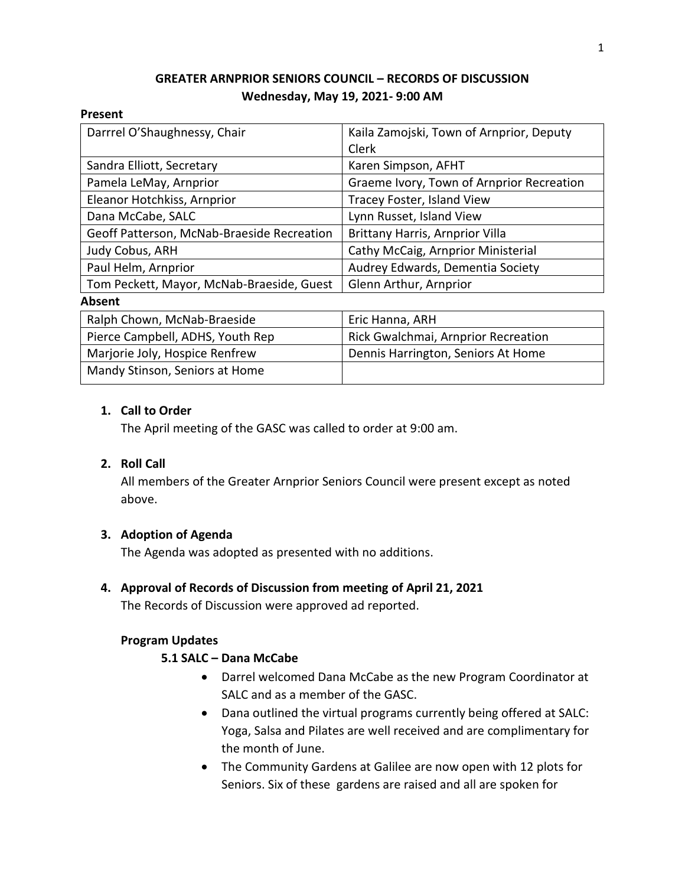**GREATER ARNPRIOR SENIORS COUNCIL – RECORDS OF DISCUSSION**
**Wednesday, May 19, 2021- 9:00 AM**

**Present**

| | |
|---|---|
| Darrrel O'Shaughnessy, Chair | Kaila Zamojski, Town of Arnprior, Deputy Clerk |
| Sandra Elliott, Secretary | Karen Simpson, AFHT |
| Pamela LeMay, Arnprior | Graeme Ivory, Town of Arnprior Recreation |
| Eleanor Hotchkiss, Arnprior | Tracey Foster, Island View |
| Dana McCabe, SALC | Lynn Russet, Island View |
| Geoff Patterson, McNab-Braeside Recreation | Brittany Harris, Arnprior Villa |
| Judy Cobus, ARH | Cathy McCaig, Arnprior Ministerial |
| Paul Helm, Arnprior | Audrey Edwards, Dementia Society |
| Tom Peckett, Mayor, McNab-Braeside, Guest | Glenn Arthur, Arnprior |

**Absent**

| | |
|---|---|
| Ralph Chown, McNab-Braeside | Eric Hanna, ARH |
| Pierce Campbell, ADHS, Youth Rep | Rick Gwalchmai, Arnprior Recreation |
| Marjorie Joly, Hospice Renfrew | Dennis Harrington, Seniors At Home |
| Mandy Stinson, Seniors at Home | |

1. **Call to Order**
   The April meeting of the GASC was called to order at 9:00 am.

2. **Roll Call**
   All members of the Greater Arnprior Seniors Council were present except as noted above.

3. **Adoption of Agenda**
   The Agenda was adopted as presented with no additions.

4. **Approval of Records of Discussion from meeting of April 21, 2021**
   The Records of Discussion were approved ad reported.

**Program Updates**

**5.1 SALC – Dana McCabe**

- Darrel welcomed Dana McCabe as the new Program Coordinator at SALC and as a member of the GASC.
- Dana outlined the virtual programs currently being offered at SALC: Yoga, Salsa and Pilates are well received and are complimentary for the month of June.
- The Community Gardens at Galilee are now open with 12 plots for Seniors. Six of these gardens are raised and all are spoken for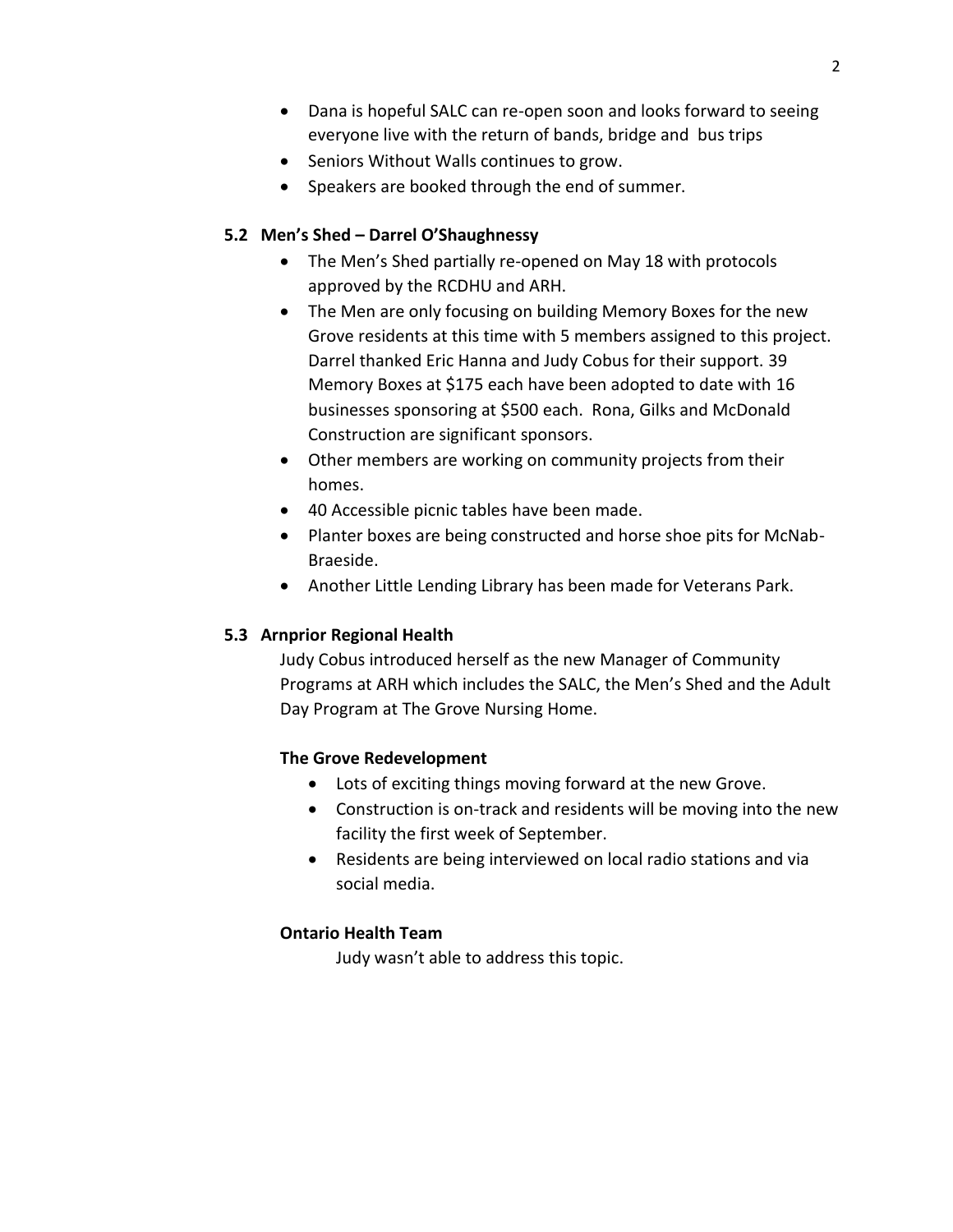- Dana is hopeful SALC can re-open soon and looks forward to seeing everyone live with the return of bands, bridge and bus trips
- Seniors Without Walls continues to grow.
- Speakers are booked through the end of summer.

### 5.2 Men's Shed – Darrel O'Shaughnessy

- The Men's Shed partially re-opened on May 18 with protocols approved by the RCDHU and ARH.
- The Men are only focusing on building Memory Boxes for the new Grove residents at this time with 5 members assigned to this project. Darrel thanked Eric Hanna and Judy Cobus for their support. 39 Memory Boxes at $175 each have been adopted to date with 16 businesses sponsoring at $500 each. Rona, Gilks and McDonald Construction are significant sponsors.
- Other members are working on community projects from their homes.
- 40 Accessible picnic tables have been made.
- Planter boxes are being constructed and horse shoe pits for McNab-Braeside.
- Another Little Lending Library has been made for Veterans Park.

### 5.3 Arnprior Regional Health

Judy Cobus introduced herself as the new Manager of Community Programs at ARH which includes the SALC, the Men's Shed and the Adult Day Program at The Grove Nursing Home.

**The Grove Redevelopment**

- Lots of exciting things moving forward at the new Grove.
- Construction is on-track and residents will be moving into the new facility the first week of September.
- Residents are being interviewed on local radio stations and via social media.

**Ontario Health Team**

Judy wasn't able to address this topic.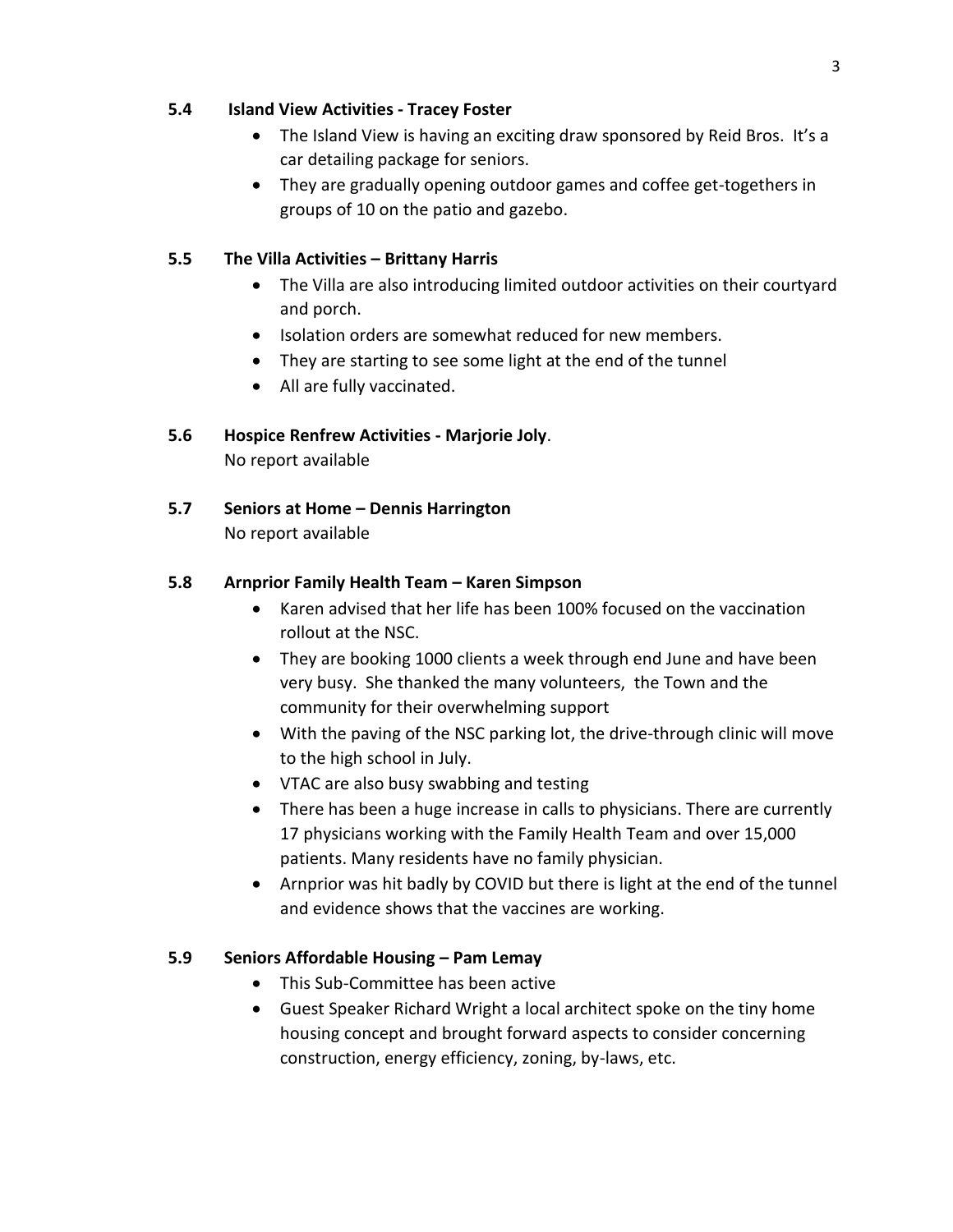### 5.4 Island View Activities - Tracey Foster

- The Island View is having an exciting draw sponsored by Reid Bros. It's a car detailing package for seniors.
- They are gradually opening outdoor games and coffee get-togethers in groups of 10 on the patio and gazebo.

### 5.5 The Villa Activities – Brittany Harris

- The Villa are also introducing limited outdoor activities on their courtyard and porch.
- Isolation orders are somewhat reduced for new members.
- They are starting to see some light at the end of the tunnel
- All are fully vaccinated.

### 5.6 Hospice Renfrew Activities - Marjorie Joly.

No report available

### 5.7 Seniors at Home – Dennis Harrington

No report available

### 5.8 Arnprior Family Health Team – Karen Simpson

- Karen advised that her life has been 100% focused on the vaccination rollout at the NSC.
- They are booking 1000 clients a week through end June and have been very busy. She thanked the many volunteers, the Town and the community for their overwhelming support
- With the paving of the NSC parking lot, the drive-through clinic will move to the high school in July.
- VTAC are also busy swabbing and testing
- There has been a huge increase in calls to physicians. There are currently 17 physicians working with the Family Health Team and over 15,000 patients. Many residents have no family physician.
- Arnprior was hit badly by COVID but there is light at the end of the tunnel and evidence shows that the vaccines are working.

### 5.9 Seniors Affordable Housing – Pam Lemay

- This Sub-Committee has been active
- Guest Speaker Richard Wright a local architect spoke on the tiny home housing concept and brought forward aspects to consider concerning construction, energy efficiency, zoning, by-laws, etc.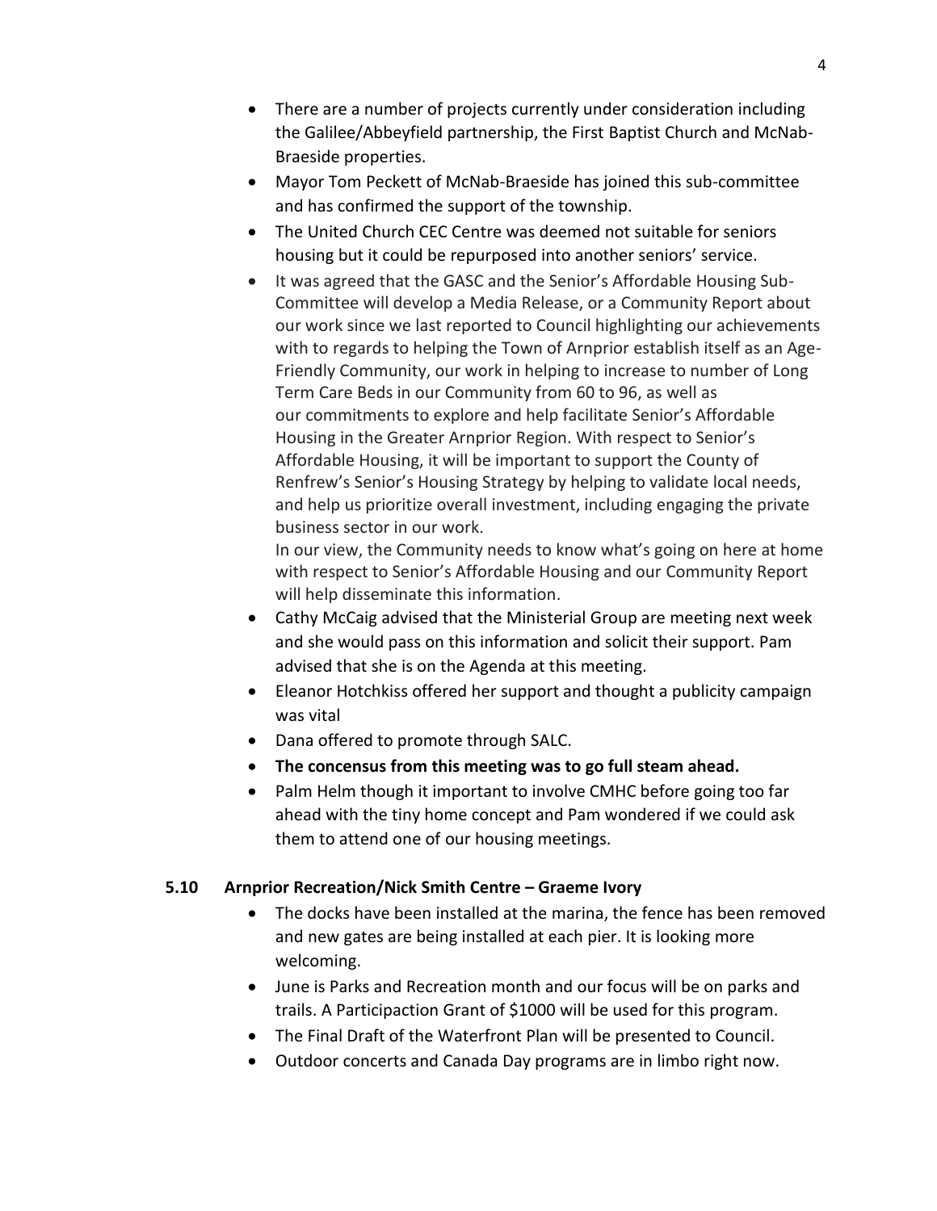- There are a number of projects currently under consideration including the Galilee/Abbeyfield partnership, the First Baptist Church and McNab-Braeside properties.
- Mayor Tom Peckett of McNab-Braeside has joined this sub-committee and has confirmed the support of the township.
- The United Church CEC Centre was deemed not suitable for seniors housing but it could be repurposed into another seniors' service.
- It was agreed that the GASC and the Senior's Affordable Housing Sub-Committee will develop a Media Release, or a Community Report about our work since we last reported to Council highlighting our achievements with to regards to helping the Town of Arnprior establish itself as an Age-Friendly Community, our work in helping to increase to number of Long Term Care Beds in our Community from 60 to 96, as well as our commitments to explore and help facilitate Senior's Affordable Housing in the Greater Arnprior Region. With respect to Senior's Affordable Housing, it will be important to support the County of Renfrew's Senior's Housing Strategy by helping to validate local needs, and help us prioritize overall investment, including engaging the private business sector in our work.
  In our view, the Community needs to know what's going on here at home with respect to Senior's Affordable Housing and our Community Report will help disseminate this information.
- Cathy McCaig advised that the Ministerial Group are meeting next week and she would pass on this information and solicit their support. Pam advised that she is on the Agenda at this meeting.
- Eleanor Hotchkiss offered her support and thought a publicity campaign was vital
- Dana offered to promote through SALC.
- **The concensus from this meeting was to go full steam ahead.**
- Palm Helm though it important to involve CMHC before going too far ahead with the tiny home concept and Pam wondered if we could ask them to attend one of our housing meetings.

### 5.10 Arnprior Recreation/Nick Smith Centre – Graeme Ivory

- The docks have been installed at the marina, the fence has been removed and new gates are being installed at each pier. It is looking more welcoming.
- June is Parks and Recreation month and our focus will be on parks and trails. A Participaction Grant of $1000 will be used for this program.
- The Final Draft of the Waterfront Plan will be presented to Council.
- Outdoor concerts and Canada Day programs are in limbo right now.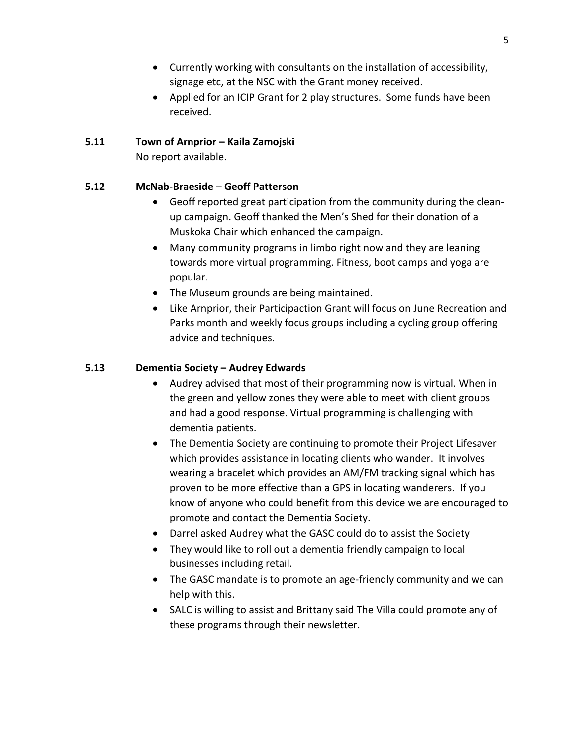- Currently working with consultants on the installation of accessibility, signage etc, at the NSC with the Grant money received.
- Applied for an ICIP Grant for 2 play structures. Some funds have been received.

**5.11 Town of Arnprior – Kaila Zamojski**

No report available.

**5.12 McNab-Braeside – Geoff Patterson**

- Geoff reported great participation from the community during the clean-up campaign. Geoff thanked the Men's Shed for their donation of a Muskoka Chair which enhanced the campaign.
- Many community programs in limbo right now and they are leaning towards more virtual programming. Fitness, boot camps and yoga are popular.
- The Museum grounds are being maintained.
- Like Arnprior, their Participaction Grant will focus on June Recreation and Parks month and weekly focus groups including a cycling group offering advice and techniques.

**5.13 Dementia Society – Audrey Edwards**

- Audrey advised that most of their programming now is virtual. When in the green and yellow zones they were able to meet with client groups and had a good response. Virtual programming is challenging with dementia patients.
- The Dementia Society are continuing to promote their Project Lifesaver which provides assistance in locating clients who wander. It involves wearing a bracelet which provides an AM/FM tracking signal which has proven to be more effective than a GPS in locating wanderers. If you know of anyone who could benefit from this device we are encouraged to promote and contact the Dementia Society.
- Darrel asked Audrey what the GASC could do to assist the Society
- They would like to roll out a dementia friendly campaign to local businesses including retail.
- The GASC mandate is to promote an age-friendly community and we can help with this.
- SALC is willing to assist and Brittany said The Villa could promote any of these programs through their newsletter.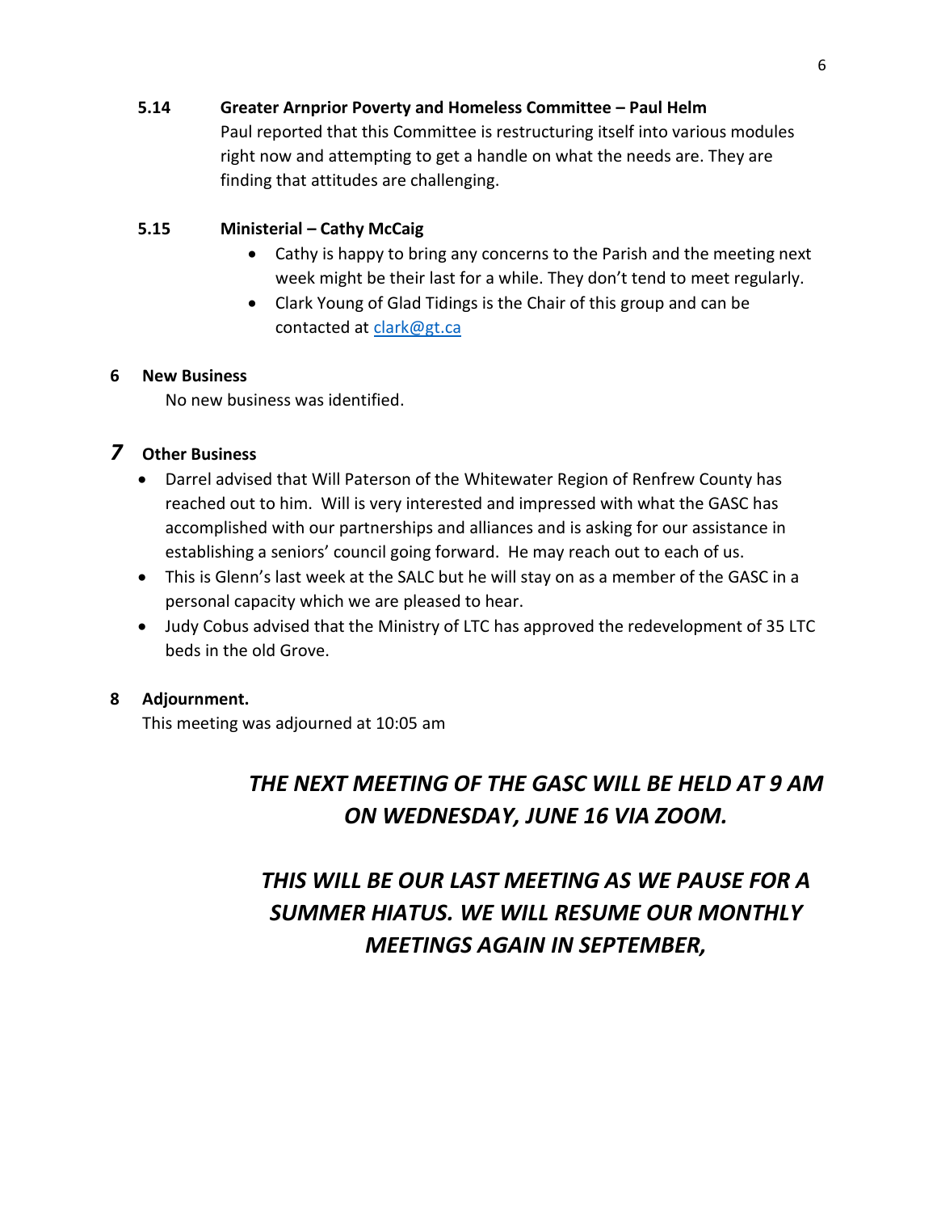### 5.14 Greater Arnprior Poverty and Homeless Committee – Paul Helm

Paul reported that this Committee is restructuring itself into various modules right now and attempting to get a handle on what the needs are. They are finding that attitudes are challenging.

### 5.15 Ministerial – Cathy McCaig

- Cathy is happy to bring any concerns to the Parish and the meeting next week might be their last for a while. They don't tend to meet regularly.
- Clark Young of Glad Tidings is the Chair of this group and can be contacted at clark@gt.ca

## 6 New Business

No new business was identified.

## *7* Other Business

- Darrel advised that Will Paterson of the Whitewater Region of Renfrew County has reached out to him. Will is very interested and impressed with what the GASC has accomplished with our partnerships and alliances and is asking for our assistance in establishing a seniors' council going forward. He may reach out to each of us.
- This is Glenn's last week at the SALC but he will stay on as a member of the GASC in a personal capacity which we are pleased to hear.
- Judy Cobus advised that the Ministry of LTC has approved the redevelopment of 35 LTC beds in the old Grove.

## 8 Adjournment.

This meeting was adjourned at 10:05 am

***THE NEXT MEETING OF THE GASC WILL BE HELD AT 9 AM ON WEDNESDAY, JUNE 16 VIA ZOOM.***

***THIS WILL BE OUR LAST MEETING AS WE PAUSE FOR A SUMMER HIATUS. WE WILL RESUME OUR MONTHLY MEETINGS AGAIN IN SEPTEMBER,***